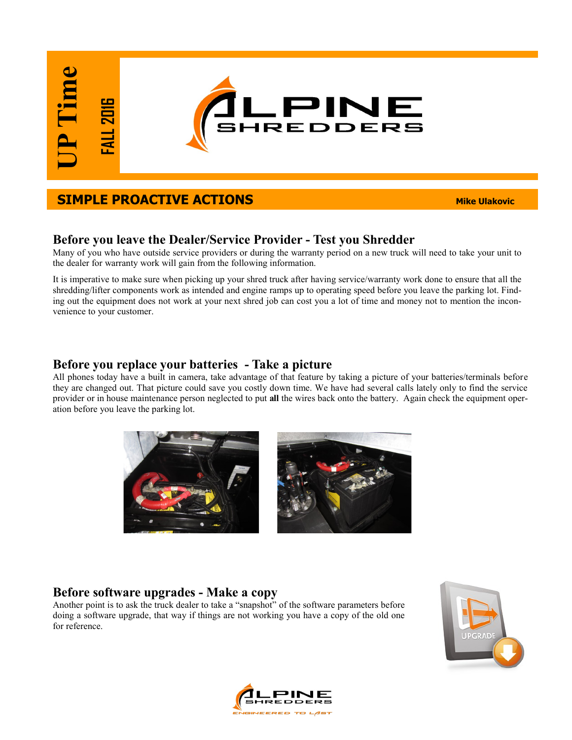# UP Time

**FALL 2016**

ALPINE SHREDDERS

## SIMPLE PROACTIVE ACTIONS

**Mike Ulakovic**

### Before you leave the Dealer/Service Provider - Test you Shredder

Many of you who have outside service providers or during the warranty period on a new truck will need to take your unit to the dealer for warranty work will gain from the following information.

It is imperative to make sure when picking up your shred truck after having service/warranty work done to ensure that all the shredding/lifter components work as intended and engine ramps up to operating speed before you leave the parking lot. Finding out the equipment does not work at your next shred job can cost you a lot of time and money not to mention the inconvenience to your customer.

### Before you replace your batteries - Take a picture

All phones today have a built in camera, take advantage of that feature by taking a picture of your batteries/terminals before they are changed out. That picture could save you costly down time. We have had several calls lately only to find the service provider or in house maintenance person neglected to put **all** the wires back onto the battery. Again check the equipment operation before you leave the parking lot.

### Before software upgrades - Make a copy

Another point is to ask the truck dealer to take a "snapshot" of the software parameters before doing a software upgrade, that way if things are not working you have a copy of the old one for reference.

ALPINE SHREDDERS
ENGINEERED TO LAST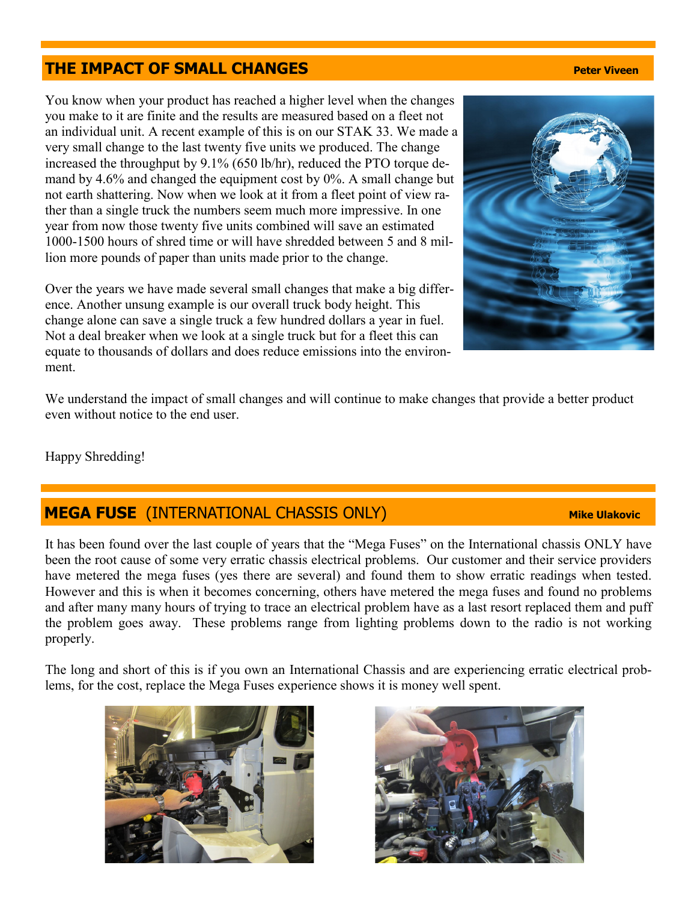## THE IMPACT OF SMALL CHANGES

**Peter Viveen**

You know when your product has reached a higher level when the changes you make to it are finite and the results are measured based on a fleet not an individual unit. A recent example of this is on our STAK 33. We made a very small change to the last twenty five units we produced. The change increased the throughput by 9.1% (650 lb/hr), reduced the PTO torque demand by 4.6% and changed the equipment cost by 0%. A small change but not earth shattering. Now when we look at it from a fleet point of view rather than a single truck the numbers seem much more impressive. In one year from now those twenty five units combined will save an estimated 1000-1500 hours of shred time or will have shredded between 5 and 8 million more pounds of paper than units made prior to the change.

Over the years we have made several small changes that make a big difference. Another unsung example is our overall truck body height. This change alone can save a single truck a few hundred dollars a year in fuel. Not a deal breaker when we look at a single truck but for a fleet this can equate to thousands of dollars and does reduce emissions into the environment.

We understand the impact of small changes and will continue to make changes that provide a better product even without notice to the end user.

Happy Shredding!

## MEGA FUSE (INTERNATIONAL CHASSIS ONLY)

**Mike Ulakovic**

It has been found over the last couple of years that the "Mega Fuses" on the International chassis ONLY have been the root cause of some very erratic chassis electrical problems. Our customer and their service providers have metered the mega fuses (yes there are several) and found them to show erratic readings when tested. However and this is when it becomes concerning, others have metered the mega fuses and found no problems and after many many hours of trying to trace an electrical problem have as a last resort replaced them and puff the problem goes away. These problems range from lighting problems down to the radio is not working properly.

The long and short of this is if you own an International Chassis and are experiencing erratic electrical problems, for the cost, replace the Mega Fuses experience shows it is money well spent.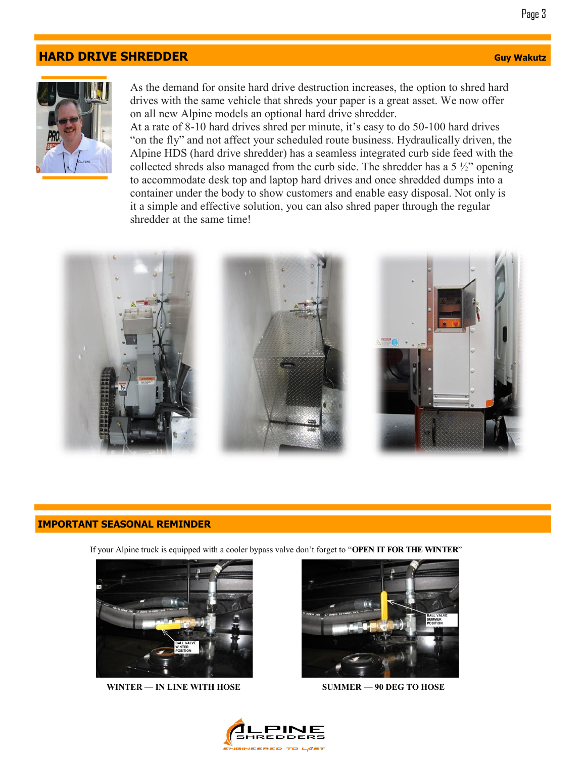## HARD DRIVE SHREDDER

**Guy Wakutz**

As the demand for onsite hard drive destruction increases, the option to shred hard drives with the same vehicle that shreds your paper is a great asset. We now offer on all new Alpine models an optional hard drive shredder.

At a rate of 8-10 hard drives shred per minute, it's easy to do 50-100 hard drives "on the fly" and not affect your scheduled route business. Hydraulically driven, the Alpine HDS (hard drive shredder) has a seamless integrated curb side feed with the collected shreds also managed from the curb side. The shredder has a 5 ½" opening to accommodate desk top and laptop hard drives and once shredded dumps into a container under the body to show customers and enable easy disposal. Not only is it a simple and effective solution, you can also shred paper through the regular shredder at the same time!

## IMPORTANT SEASONAL REMINDER

If your Alpine truck is equipped with a cooler bypass valve don't forget to "**OPEN IT FOR THE WINTER**"

BALL VALVE WINTER POSITION

**WINTER — IN LINE WITH HOSE**

BALL VALVE SUMMER POSITION

**SUMMER — 90 DEG TO HOSE**

ALPINE SHREDDERS
ENGINEERED TO LAST